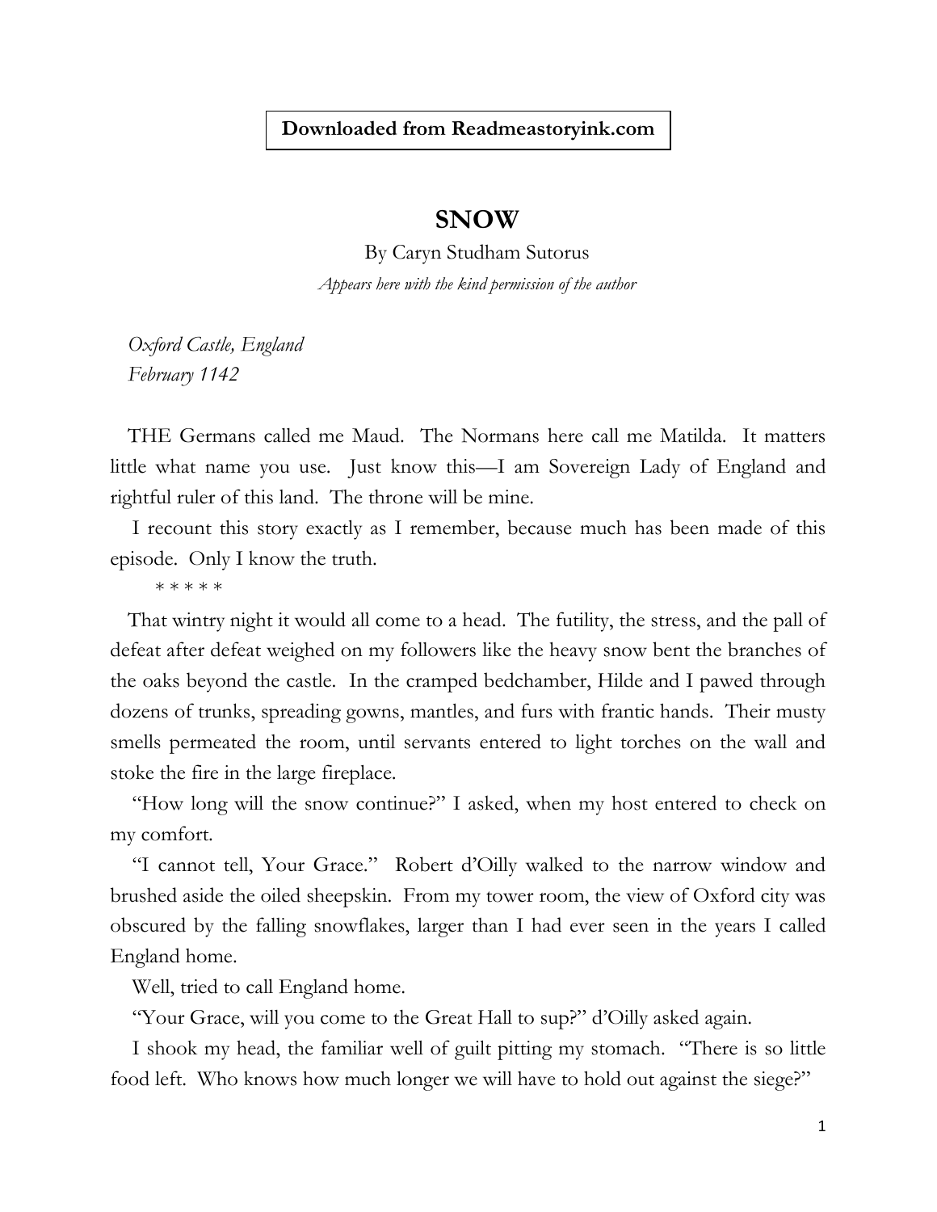**Downloaded from Readmeastoryink.com**

# SNOW

By Caryn Studham Sutorus

*Appears here with the kind permission of the author*

*Oxford Castle, England*
*February 1142*

THE Germans called me Maud. The Normans here call me Matilda. It matters little what name you use. Just know this—I am Sovereign Lady of England and rightful ruler of this land. The throne will be mine.

I recount this story exactly as I remember, because much has been made of this episode. Only I know the truth.

\* \* \* \* \*

That wintry night it would all come to a head. The futility, the stress, and the pall of defeat after defeat weighed on my followers like the heavy snow bent the branches of the oaks beyond the castle. In the cramped bedchamber, Hilde and I pawed through dozens of trunks, spreading gowns, mantles, and furs with frantic hands. Their musty smells permeated the room, until servants entered to light torches on the wall and stoke the fire in the large fireplace.

"How long will the snow continue?" I asked, when my host entered to check on my comfort.

"I cannot tell, Your Grace." Robert d'Oilly walked to the narrow window and brushed aside the oiled sheepskin. From my tower room, the view of Oxford city was obscured by the falling snowflakes, larger than I had ever seen in the years I called England home.

Well, tried to call England home.

"Your Grace, will you come to the Great Hall to sup?" d'Oilly asked again.

I shook my head, the familiar well of guilt pitting my stomach. "There is so little food left. Who knows how much longer we will have to hold out against the siege?"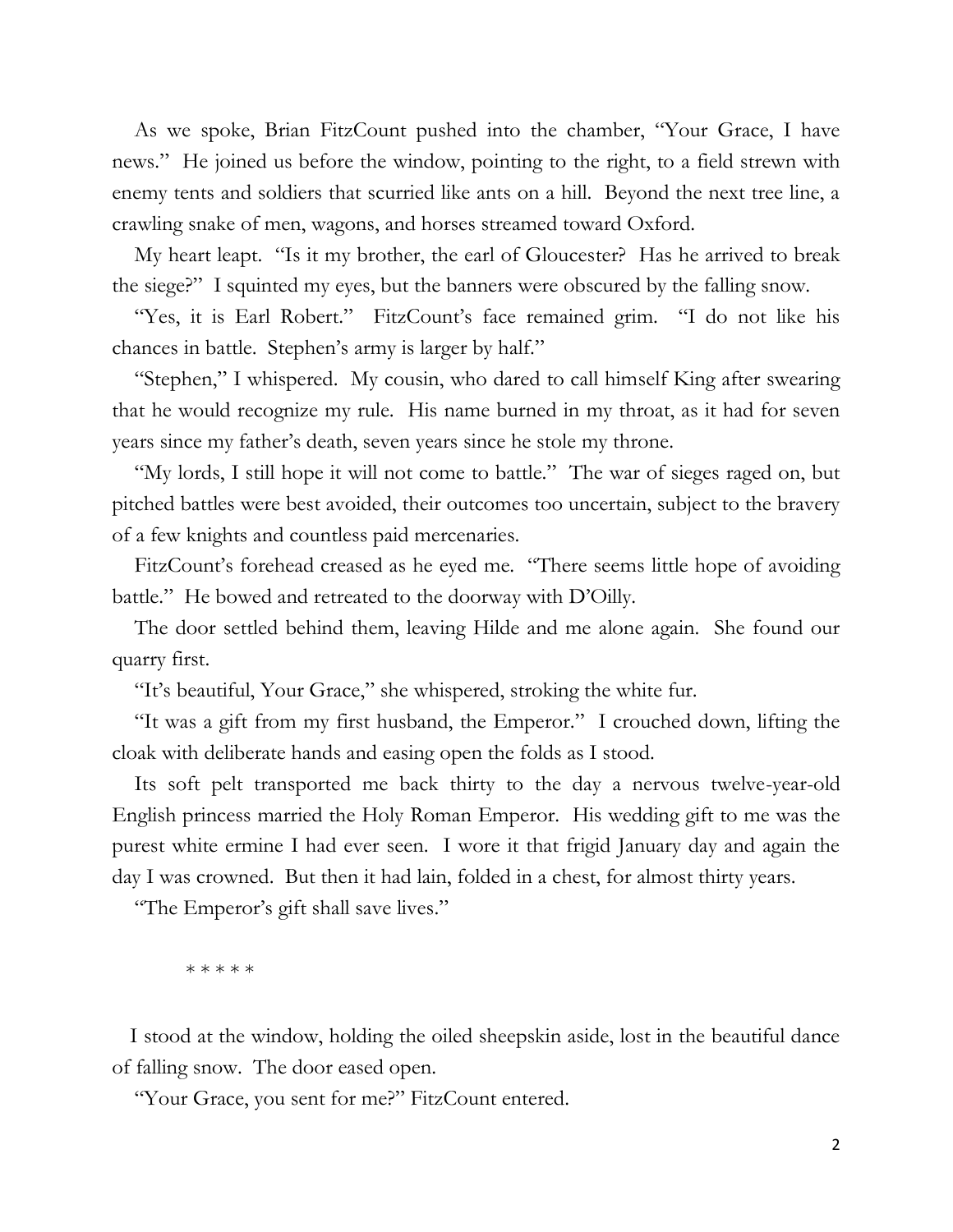As we spoke, Brian FitzCount pushed into the chamber, "Your Grace, I have news." He joined us before the window, pointing to the right, to a field strewn with enemy tents and soldiers that scurried like ants on a hill. Beyond the next tree line, a crawling snake of men, wagons, and horses streamed toward Oxford.

My heart leapt. "Is it my brother, the earl of Gloucester? Has he arrived to break the siege?" I squinted my eyes, but the banners were obscured by the falling snow.

"Yes, it is Earl Robert." FitzCount's face remained grim. "I do not like his chances in battle. Stephen's army is larger by half."

"Stephen," I whispered. My cousin, who dared to call himself King after swearing that he would recognize my rule. His name burned in my throat, as it had for seven years since my father's death, seven years since he stole my throne.

"My lords, I still hope it will not come to battle." The war of sieges raged on, but pitched battles were best avoided, their outcomes too uncertain, subject to the bravery of a few knights and countless paid mercenaries.

FitzCount's forehead creased as he eyed me. "There seems little hope of avoiding battle." He bowed and retreated to the doorway with D'Oilly.

The door settled behind them, leaving Hilde and me alone again. She found our quarry first.

"It's beautiful, Your Grace," she whispered, stroking the white fur.

"It was a gift from my first husband, the Emperor." I crouched down, lifting the cloak with deliberate hands and easing open the folds as I stood.

Its soft pelt transported me back thirty to the day a nervous twelve-year-old English princess married the Holy Roman Emperor. His wedding gift to me was the purest white ermine I had ever seen. I wore it that frigid January day and again the day I was crowned. But then it had lain, folded in a chest, for almost thirty years.

"The Emperor's gift shall save lives."

\* \* \* \* \*

I stood at the window, holding the oiled sheepskin aside, lost in the beautiful dance of falling snow. The door eased open.

"Your Grace, you sent for me?" FitzCount entered.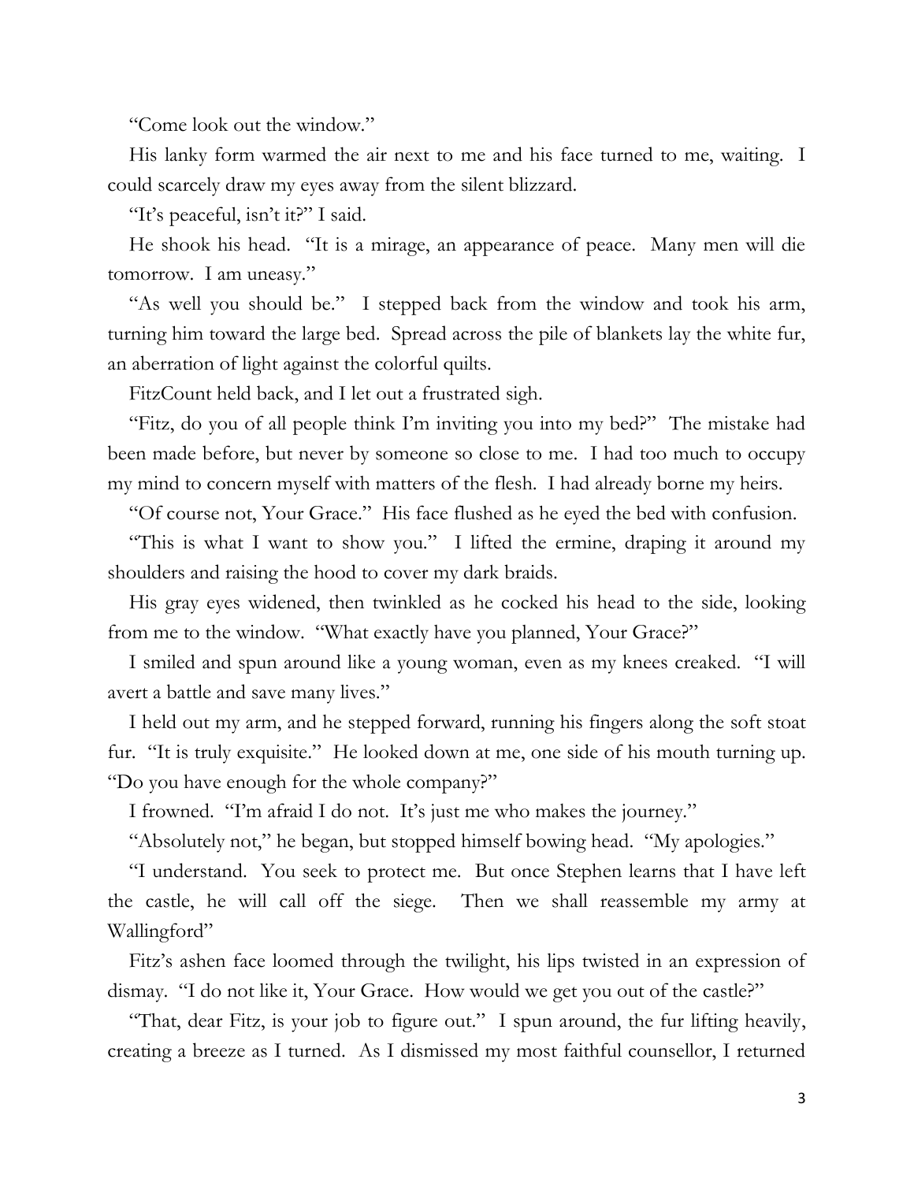"Come look out the window."

His lanky form warmed the air next to me and his face turned to me, waiting. I could scarcely draw my eyes away from the silent blizzard.

"It's peaceful, isn't it?" I said.

He shook his head. "It is a mirage, an appearance of peace. Many men will die tomorrow. I am uneasy."

"As well you should be." I stepped back from the window and took his arm, turning him toward the large bed. Spread across the pile of blankets lay the white fur, an aberration of light against the colorful quilts.

FitzCount held back, and I let out a frustrated sigh.

"Fitz, do you of all people think I'm inviting you into my bed?" The mistake had been made before, but never by someone so close to me. I had too much to occupy my mind to concern myself with matters of the flesh. I had already borne my heirs.

"Of course not, Your Grace." His face flushed as he eyed the bed with confusion.

"This is what I want to show you." I lifted the ermine, draping it around my shoulders and raising the hood to cover my dark braids.

His gray eyes widened, then twinkled as he cocked his head to the side, looking from me to the window. "What exactly have you planned, Your Grace?"

I smiled and spun around like a young woman, even as my knees creaked. "I will avert a battle and save many lives."

I held out my arm, and he stepped forward, running his fingers along the soft stoat fur. "It is truly exquisite." He looked down at me, one side of his mouth turning up. "Do you have enough for the whole company?"

I frowned. "I'm afraid I do not. It's just me who makes the journey."

"Absolutely not," he began, but stopped himself bowing head. "My apologies."

"I understand. You seek to protect me. But once Stephen learns that I have left the castle, he will call off the siege. Then we shall reassemble my army at Wallingford"

Fitz's ashen face loomed through the twilight, his lips twisted in an expression of dismay. "I do not like it, Your Grace. How would we get you out of the castle?"

"That, dear Fitz, is your job to figure out." I spun around, the fur lifting heavily, creating a breeze as I turned. As I dismissed my most faithful counsellor, I returned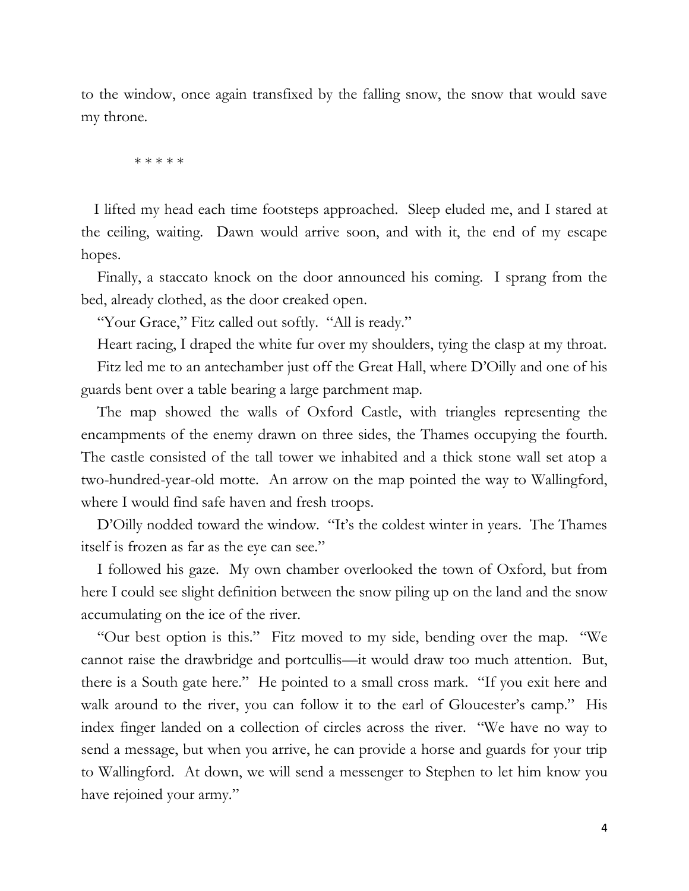to the window, once again transfixed by the falling snow, the snow that would save my throne.

\* \* \* \* \*

I lifted my head each time footsteps approached. Sleep eluded me, and I stared at the ceiling, waiting. Dawn would arrive soon, and with it, the end of my escape hopes.

Finally, a staccato knock on the door announced his coming. I sprang from the bed, already clothed, as the door creaked open.

"Your Grace," Fitz called out softly. "All is ready."

Heart racing, I draped the white fur over my shoulders, tying the clasp at my throat.

Fitz led me to an antechamber just off the Great Hall, where D'Oilly and one of his guards bent over a table bearing a large parchment map.

The map showed the walls of Oxford Castle, with triangles representing the encampments of the enemy drawn on three sides, the Thames occupying the fourth. The castle consisted of the tall tower we inhabited and a thick stone wall set atop a two-hundred-year-old motte. An arrow on the map pointed the way to Wallingford, where I would find safe haven and fresh troops.

D'Oilly nodded toward the window. "It's the coldest winter in years. The Thames itself is frozen as far as the eye can see."

I followed his gaze. My own chamber overlooked the town of Oxford, but from here I could see slight definition between the snow piling up on the land and the snow accumulating on the ice of the river.

"Our best option is this." Fitz moved to my side, bending over the map. "We cannot raise the drawbridge and portcullis—it would draw too much attention. But, there is a South gate here." He pointed to a small cross mark. "If you exit here and walk around to the river, you can follow it to the earl of Gloucester's camp." His index finger landed on a collection of circles across the river. "We have no way to send a message, but when you arrive, he can provide a horse and guards for your trip to Wallingford. At down, we will send a messenger to Stephen to let him know you have rejoined your army."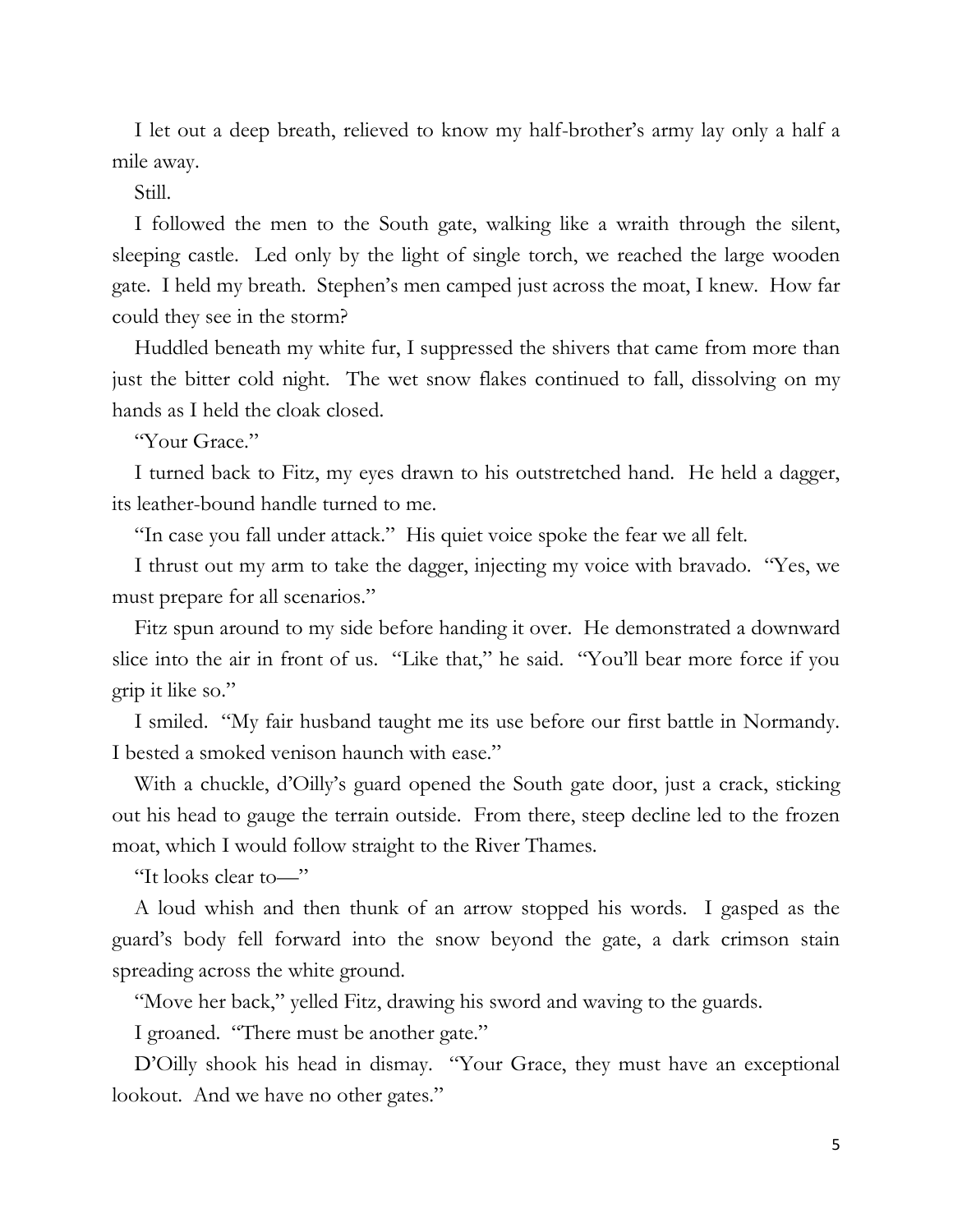I let out a deep breath, relieved to know my half-brother's army lay only a half a mile away.

Still.

I followed the men to the South gate, walking like a wraith through the silent, sleeping castle. Led only by the light of single torch, we reached the large wooden gate. I held my breath. Stephen's men camped just across the moat, I knew. How far could they see in the storm?

Huddled beneath my white fur, I suppressed the shivers that came from more than just the bitter cold night. The wet snow flakes continued to fall, dissolving on my hands as I held the cloak closed.

"Your Grace."

I turned back to Fitz, my eyes drawn to his outstretched hand. He held a dagger, its leather-bound handle turned to me.

"In case you fall under attack." His quiet voice spoke the fear we all felt.

I thrust out my arm to take the dagger, injecting my voice with bravado. "Yes, we must prepare for all scenarios."

Fitz spun around to my side before handing it over. He demonstrated a downward slice into the air in front of us. "Like that," he said. "You'll bear more force if you grip it like so."

I smiled. "My fair husband taught me its use before our first battle in Normandy. I bested a smoked venison haunch with ease."

With a chuckle, d'Oilly's guard opened the South gate door, just a crack, sticking out his head to gauge the terrain outside. From there, steep decline led to the frozen moat, which I would follow straight to the River Thames.

"It looks clear to—"

A loud whish and then thunk of an arrow stopped his words. I gasped as the guard's body fell forward into the snow beyond the gate, a dark crimson stain spreading across the white ground.

"Move her back," yelled Fitz, drawing his sword and waving to the guards.

I groaned. "There must be another gate."

D'Oilly shook his head in dismay. "Your Grace, they must have an exceptional lookout. And we have no other gates."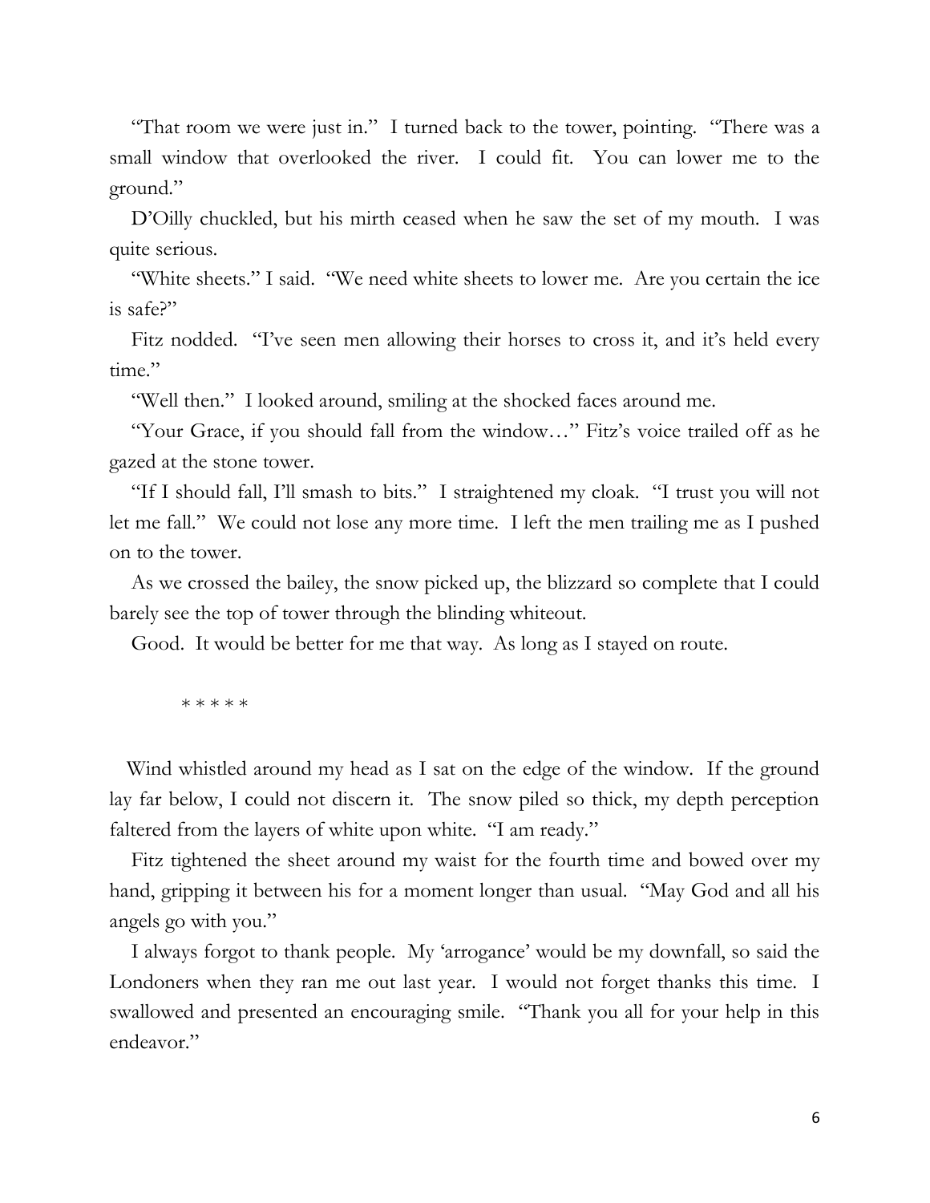"That room we were just in." I turned back to the tower, pointing. "There was a small window that overlooked the river. I could fit. You can lower me to the ground."

D'Oilly chuckled, but his mirth ceased when he saw the set of my mouth. I was quite serious.

"White sheets." I said. "We need white sheets to lower me. Are you certain the ice is safe?"

Fitz nodded. "I've seen men allowing their horses to cross it, and it's held every time."

"Well then." I looked around, smiling at the shocked faces around me.

"Your Grace, if you should fall from the window…" Fitz's voice trailed off as he gazed at the stone tower.

"If I should fall, I'll smash to bits." I straightened my cloak. "I trust you will not let me fall." We could not lose any more time. I left the men trailing me as I pushed on to the tower.

As we crossed the bailey, the snow picked up, the blizzard so complete that I could barely see the top of tower through the blinding whiteout.

Good. It would be better for me that way. As long as I stayed on route.

\* \* \* \* \*

Wind whistled around my head as I sat on the edge of the window. If the ground lay far below, I could not discern it. The snow piled so thick, my depth perception faltered from the layers of white upon white. "I am ready."

Fitz tightened the sheet around my waist for the fourth time and bowed over my hand, gripping it between his for a moment longer than usual. "May God and all his angels go with you."

I always forgot to thank people. My 'arrogance' would be my downfall, so said the Londoners when they ran me out last year. I would not forget thanks this time. I swallowed and presented an encouraging smile. "Thank you all for your help in this endeavor."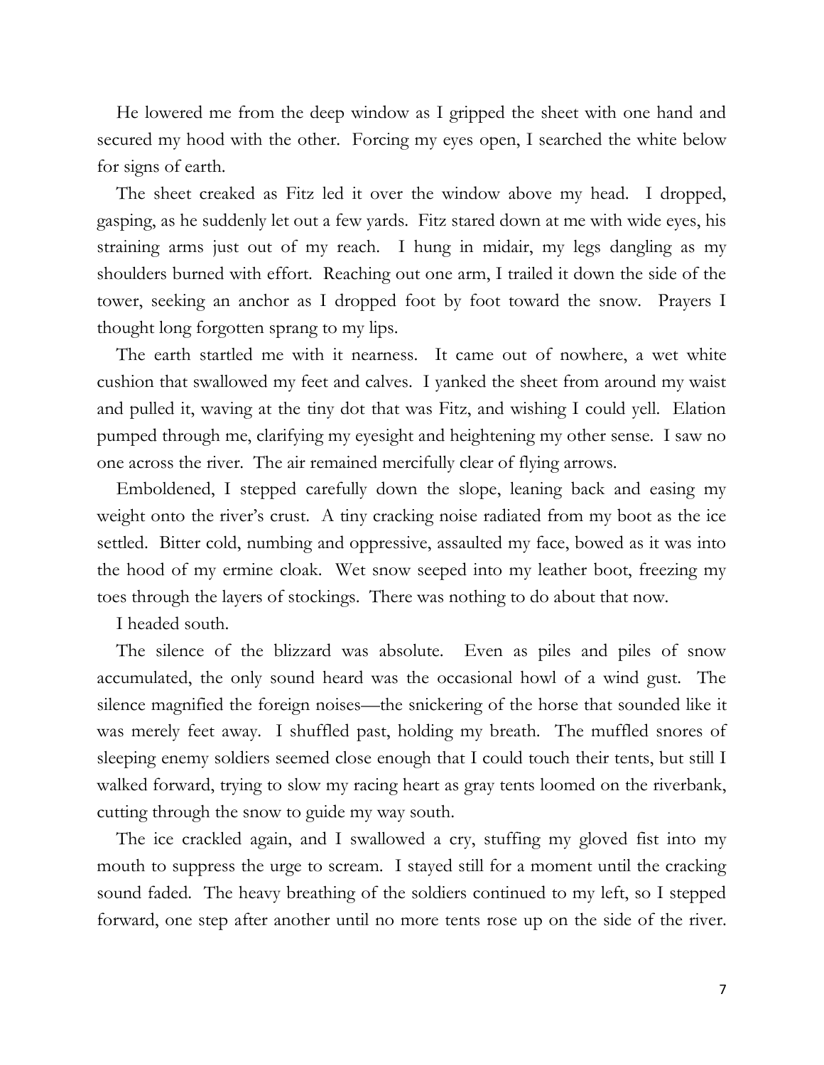He lowered me from the deep window as I gripped the sheet with one hand and secured my hood with the other. Forcing my eyes open, I searched the white below for signs of earth.

The sheet creaked as Fitz led it over the window above my head. I dropped, gasping, as he suddenly let out a few yards. Fitz stared down at me with wide eyes, his straining arms just out of my reach. I hung in midair, my legs dangling as my shoulders burned with effort. Reaching out one arm, I trailed it down the side of the tower, seeking an anchor as I dropped foot by foot toward the snow. Prayers I thought long forgotten sprang to my lips.

The earth startled me with it nearness. It came out of nowhere, a wet white cushion that swallowed my feet and calves. I yanked the sheet from around my waist and pulled it, waving at the tiny dot that was Fitz, and wishing I could yell. Elation pumped through me, clarifying my eyesight and heightening my other sense. I saw no one across the river. The air remained mercifully clear of flying arrows.

Emboldened, I stepped carefully down the slope, leaning back and easing my weight onto the river's crust. A tiny cracking noise radiated from my boot as the ice settled. Bitter cold, numbing and oppressive, assaulted my face, bowed as it was into the hood of my ermine cloak. Wet snow seeped into my leather boot, freezing my toes through the layers of stockings. There was nothing to do about that now.

I headed south.

The silence of the blizzard was absolute. Even as piles and piles of snow accumulated, the only sound heard was the occasional howl of a wind gust. The silence magnified the foreign noises—the snickering of the horse that sounded like it was merely feet away. I shuffled past, holding my breath. The muffled snores of sleeping enemy soldiers seemed close enough that I could touch their tents, but still I walked forward, trying to slow my racing heart as gray tents loomed on the riverbank, cutting through the snow to guide my way south.

The ice crackled again, and I swallowed a cry, stuffing my gloved fist into my mouth to suppress the urge to scream. I stayed still for a moment until the cracking sound faded. The heavy breathing of the soldiers continued to my left, so I stepped forward, one step after another until no more tents rose up on the side of the river.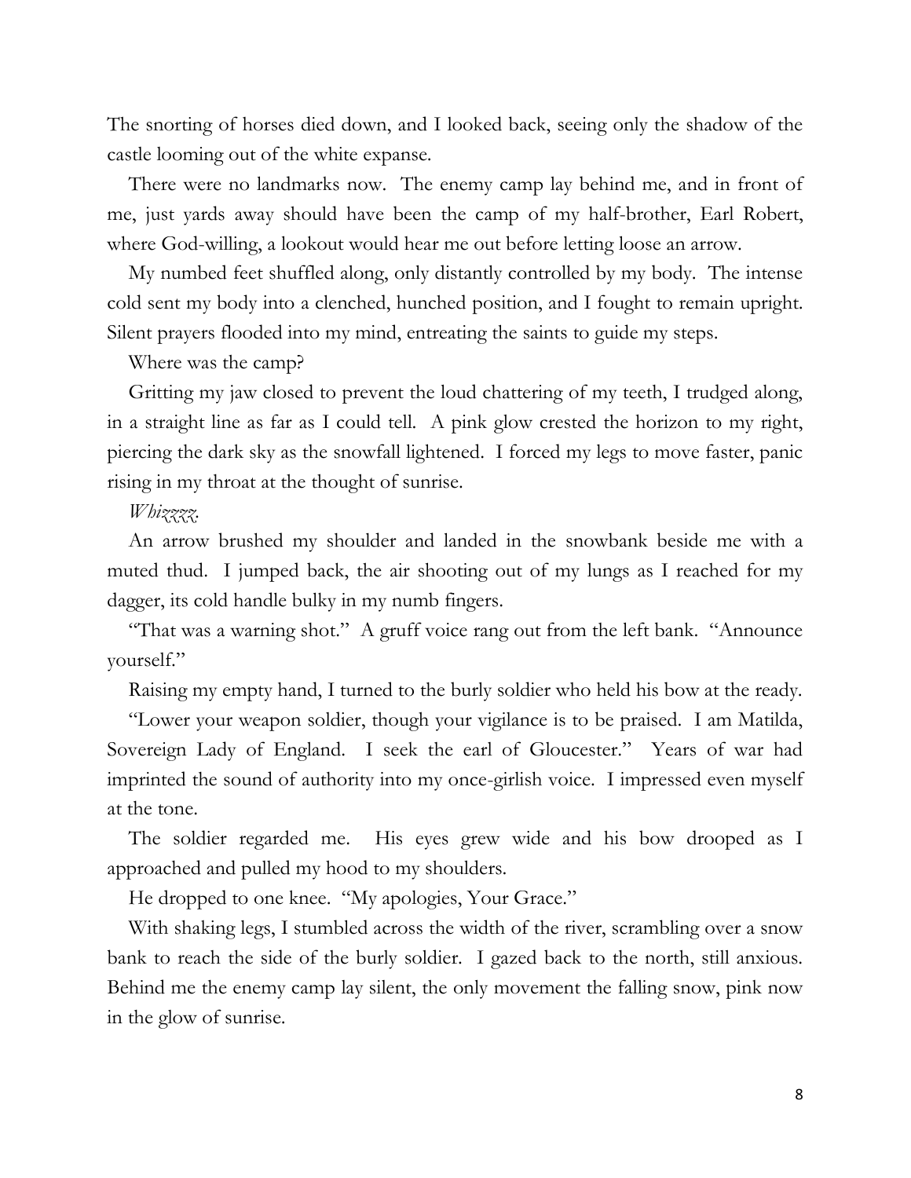The snorting of horses died down, and I looked back, seeing only the shadow of the castle looming out of the white expanse.

There were no landmarks now. The enemy camp lay behind me, and in front of me, just yards away should have been the camp of my half-brother, Earl Robert, where God-willing, a lookout would hear me out before letting loose an arrow.

My numbed feet shuffled along, only distantly controlled by my body. The intense cold sent my body into a clenched, hunched position, and I fought to remain upright. Silent prayers flooded into my mind, entreating the saints to guide my steps.

Where was the camp?

Gritting my jaw closed to prevent the loud chattering of my teeth, I trudged along, in a straight line as far as I could tell. A pink glow crested the horizon to my right, piercing the dark sky as the snowfall lightened. I forced my legs to move faster, panic rising in my throat at the thought of sunrise.

*Whizzzz.*

An arrow brushed my shoulder and landed in the snowbank beside me with a muted thud. I jumped back, the air shooting out of my lungs as I reached for my dagger, its cold handle bulky in my numb fingers.

"That was a warning shot." A gruff voice rang out from the left bank. "Announce yourself."

Raising my empty hand, I turned to the burly soldier who held his bow at the ready.

"Lower your weapon soldier, though your vigilance is to be praised. I am Matilda, Sovereign Lady of England. I seek the earl of Gloucester." Years of war had imprinted the sound of authority into my once-girlish voice. I impressed even myself at the tone.

The soldier regarded me. His eyes grew wide and his bow drooped as I approached and pulled my hood to my shoulders.

He dropped to one knee. "My apologies, Your Grace."

With shaking legs, I stumbled across the width of the river, scrambling over a snow bank to reach the side of the burly soldier. I gazed back to the north, still anxious. Behind me the enemy camp lay silent, the only movement the falling snow, pink now in the glow of sunrise.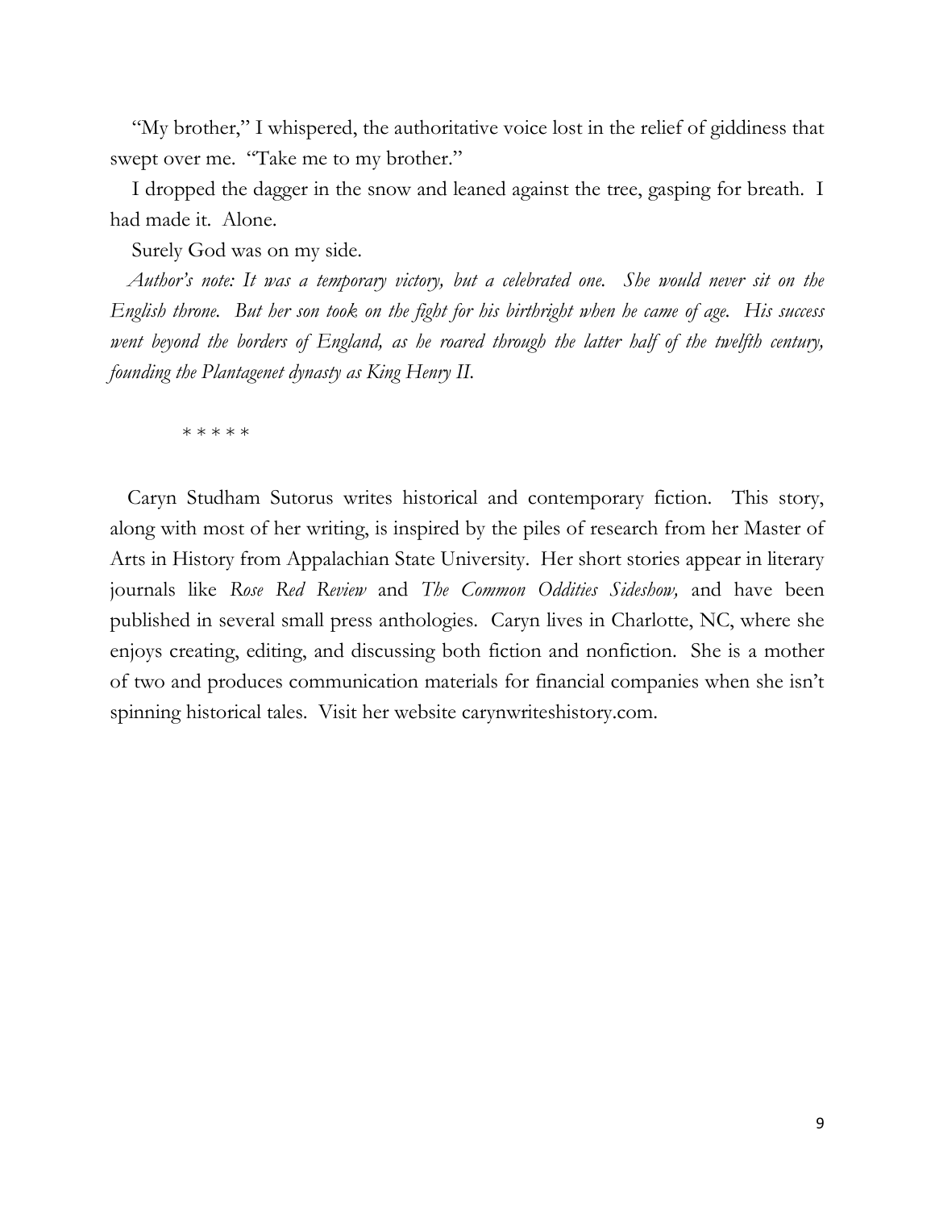"My brother," I whispered, the authoritative voice lost in the relief of giddiness that swept over me. "Take me to my brother."

I dropped the dagger in the snow and leaned against the tree, gasping for breath. I had made it. Alone.

Surely God was on my side.

*Author's note: It was a temporary victory, but a celebrated one. She would never sit on the English throne. But her son took on the fight for his birthright when he came of age. His success went beyond the borders of England, as he roared through the latter half of the twelfth century, founding the Plantagenet dynasty as King Henry II.*

\* \* \* \* \*

Caryn Studham Sutorus writes historical and contemporary fiction. This story, along with most of her writing, is inspired by the piles of research from her Master of Arts in History from Appalachian State University. Her short stories appear in literary journals like *Rose Red Review* and *The Common Oddities Sideshow,* and have been published in several small press anthologies. Caryn lives in Charlotte, NC, where she enjoys creating, editing, and discussing both fiction and nonfiction. She is a mother of two and produces communication materials for financial companies when she isn't spinning historical tales. Visit her website carynwriteshistory.com.